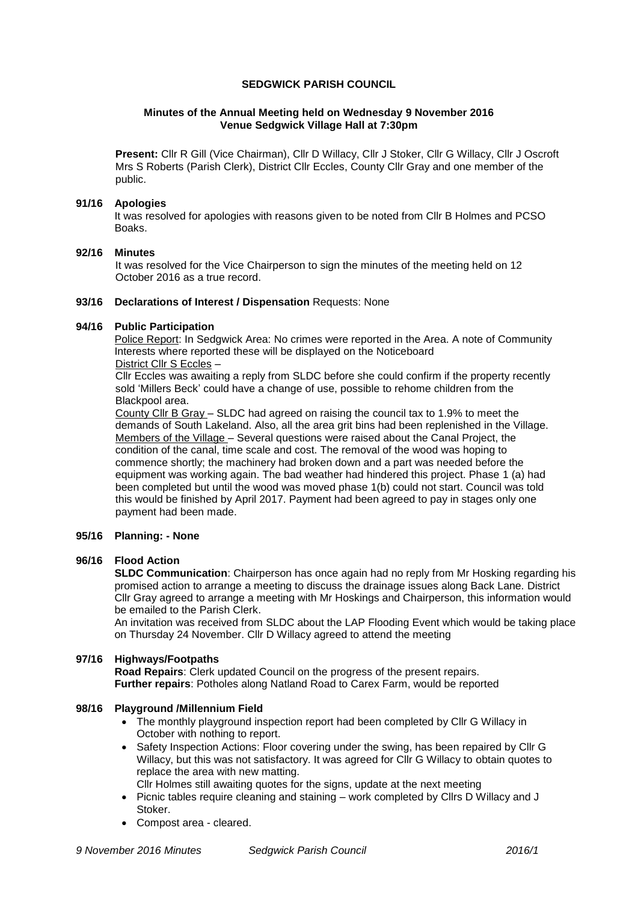# SEDGWICK PARISH COUNCIL

### Minutes of the Annual Meeting held on Wednesday 9 November 2016
### Venue Sedgwick Village Hall at 7:30pm

**Present:** Cllr R Gill (Vice Chairman), Cllr D Willacy, Cllr J Stoker, Cllr G Willacy, Cllr J Oscroft Mrs S Roberts (Parish Clerk), District Cllr Eccles, County Cllr Gray and one member of the public.

**91/16 Apologies**

It was resolved for apologies with reasons given to be noted from Cllr B Holmes and PCSO Boaks.

**92/16 Minutes**

It was resolved for the Vice Chairperson to sign the minutes of the meeting held on 12 October 2016 as a true record.

**93/16 Declarations of Interest / Dispensation** Requests: None

**94/16 Public Participation**

Police Report: In Sedgwick Area: No crimes were reported in the Area. A note of Community Interests where reported these will be displayed on the Noticeboard

District Cllr S Eccles –

Cllr Eccles was awaiting a reply from SLDC before she could confirm if the property recently sold 'Millers Beck' could have a change of use, possible to rehome children from the Blackpool area.

County Cllr B Gray – SLDC had agreed on raising the council tax to 1.9% to meet the demands of South Lakeland. Also, all the area grit bins had been replenished in the Village.

Members of the Village – Several questions were raised about the Canal Project, the condition of the canal, time scale and cost. The removal of the wood was hoping to commence shortly; the machinery had broken down and a part was needed before the equipment was working again. The bad weather had hindered this project. Phase 1 (a) had been completed but until the wood was moved phase 1(b) could not start. Council was told this would be finished by April 2017. Payment had been agreed to pay in stages only one payment had been made.

**95/16 Planning: - None**

**96/16 Flood Action**

**SLDC Communication**: Chairperson has once again had no reply from Mr Hosking regarding his promised action to arrange a meeting to discuss the drainage issues along Back Lane. District Cllr Gray agreed to arrange a meeting with Mr Hoskings and Chairperson, this information would be emailed to the Parish Clerk.

An invitation was received from SLDC about the LAP Flooding Event which would be taking place on Thursday 24 November. Cllr D Willacy agreed to attend the meeting

**97/16 Highways/Footpaths**

**Road Repairs**: Clerk updated Council on the progress of the present repairs.
**Further repairs**: Potholes along Natland Road to Carex Farm, would be reported

**98/16 Playground /Millennium Field**

- The monthly playground inspection report had been completed by Cllr G Willacy in October with nothing to report.
- Safety Inspection Actions: Floor covering under the swing, has been repaired by Cllr G Willacy, but this was not satisfactory. It was agreed for Cllr G Willacy to obtain quotes to replace the area with new matting.
  Cllr Holmes still awaiting quotes for the signs, update at the next meeting
- Picnic tables require cleaning and staining – work completed by Cllrs D Willacy and J Stoker.
- Compost area - cleared.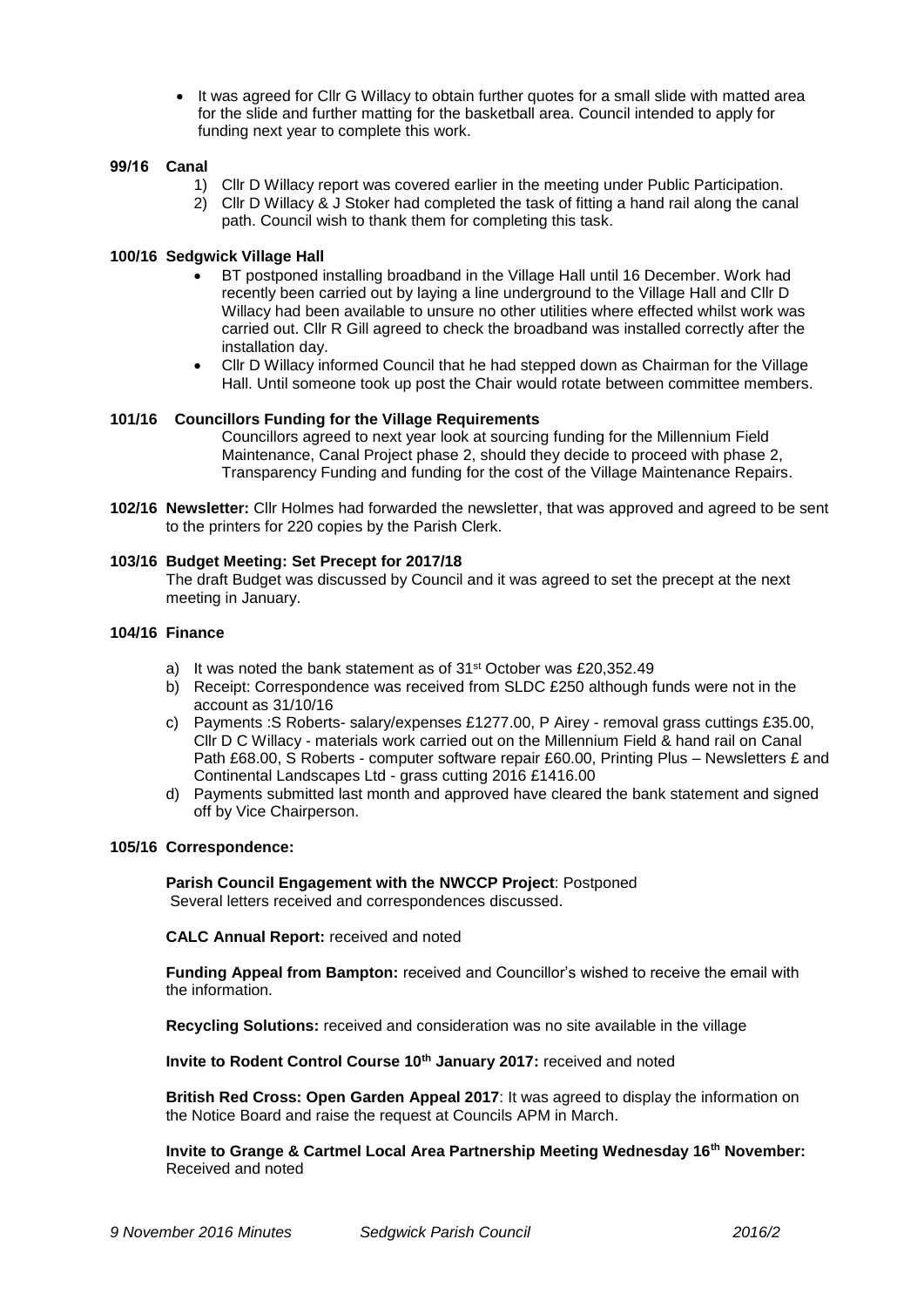- It was agreed for Cllr G Willacy to obtain further quotes for a small slide with matted area for the slide and further matting for the basketball area. Council intended to apply for funding next year to complete this work.

**99/16 Canal**

1) Cllr D Willacy report was covered earlier in the meeting under Public Participation.
2) Cllr D Willacy & J Stoker had completed the task of fitting a hand rail along the canal path. Council wish to thank them for completing this task.

**100/16 Sedgwick Village Hall**

- BT postponed installing broadband in the Village Hall until 16 December. Work had recently been carried out by laying a line underground to the Village Hall and Cllr D Willacy had been available to unsure no other utilities where effected whilst work was carried out. Cllr R Gill agreed to check the broadband was installed correctly after the installation day.
- Cllr D Willacy informed Council that he had stepped down as Chairman for the Village Hall. Until someone took up post the Chair would rotate between committee members.

**101/16 Councillors Funding for the Village Requirements**

Councillors agreed to next year look at sourcing funding for the Millennium Field Maintenance, Canal Project phase 2, should they decide to proceed with phase 2, Transparency Funding and funding for the cost of the Village Maintenance Repairs.

**102/16 Newsletter:** Cllr Holmes had forwarded the newsletter, that was approved and agreed to be sent to the printers for 220 copies by the Parish Clerk.

**103/16 Budget Meeting: Set Precept for 2017/18**

The draft Budget was discussed by Council and it was agreed to set the precept at the next meeting in January.

**104/16 Finance**

a) It was noted the bank statement as of 31st October was £20,352.49
b) Receipt: Correspondence was received from SLDC £250 although funds were not in the account as 31/10/16
c) Payments :S Roberts- salary/expenses £1277.00, P Airey - removal grass cuttings £35.00, Cllr D C Willacy - materials work carried out on the Millennium Field & hand rail on Canal Path £68.00, S Roberts - computer software repair £60.00, Printing Plus – Newsletters £ and Continental Landscapes Ltd - grass cutting 2016 £1416.00
d) Payments submitted last month and approved have cleared the bank statement and signed off by Vice Chairperson.

**105/16 Correspondence:**

**Parish Council Engagement with the NWCCP Project**: Postponed
Several letters received and correspondences discussed.

**CALC Annual Report:** received and noted

**Funding Appeal from Bampton:** received and Councillor's wished to receive the email with the information.

**Recycling Solutions:** received and consideration was no site available in the village

**Invite to Rodent Control Course 10th January 2017:** received and noted

**British Red Cross: Open Garden Appeal 2017**: It was agreed to display the information on the Notice Board and raise the request at Councils APM in March.

**Invite to Grange & Cartmel Local Area Partnership Meeting Wednesday 16th November:** Received and noted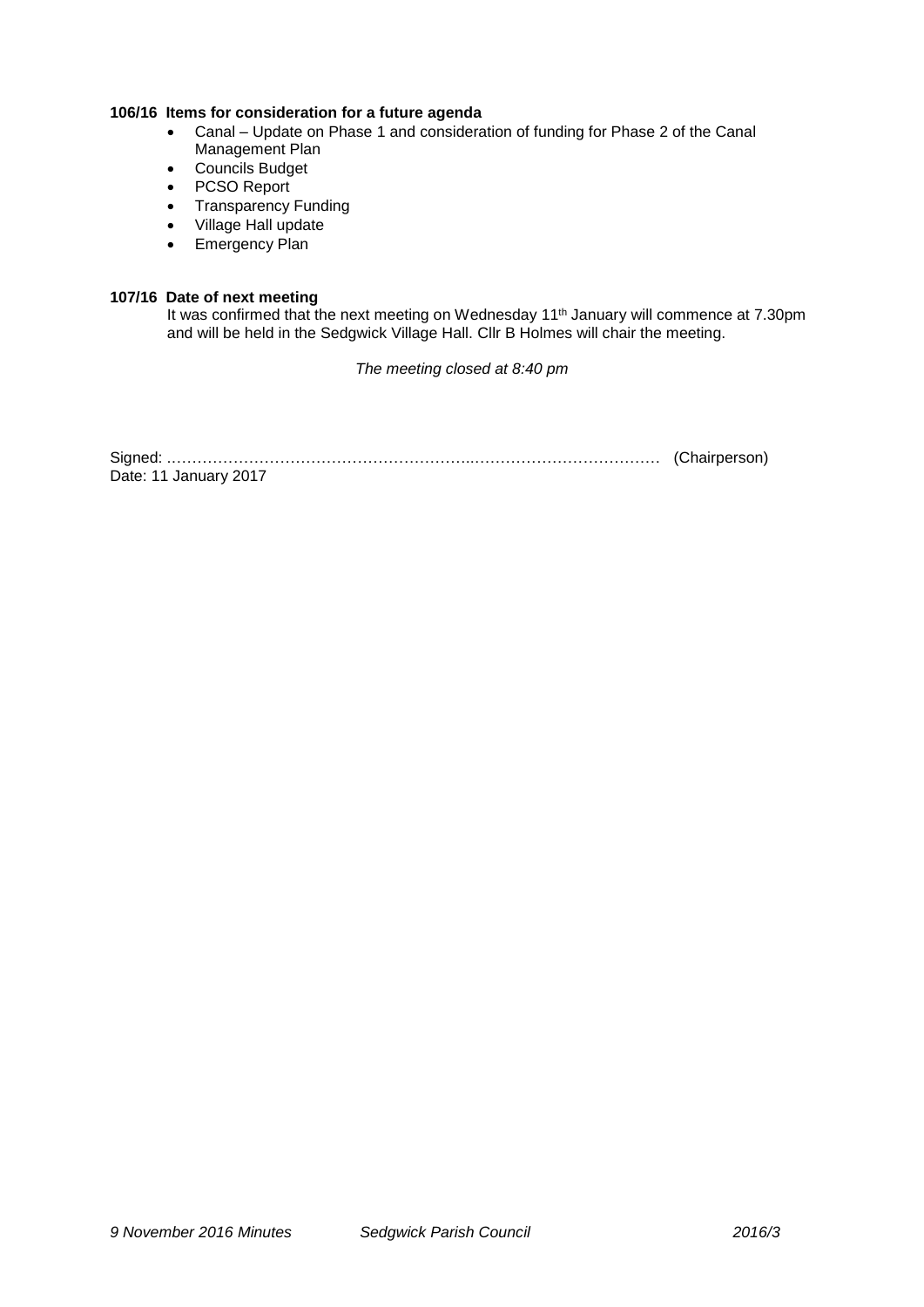**106/16 Items for consideration for a future agenda**

- Canal – Update on Phase 1 and consideration of funding for Phase 2 of the Canal Management Plan
- Councils Budget
- PCSO Report
- Transparency Funding
- Village Hall update
- Emergency Plan

**107/16 Date of next meeting**

It was confirmed that the next meeting on Wednesday 11th January will commence at 7.30pm and will be held in the Sedgwick Village Hall. Cllr B Holmes will chair the meeting.

*The meeting closed at 8:40 pm*

Signed: …………………………………………………..……………………………… (Chairperson)
Date: 11 January 2017